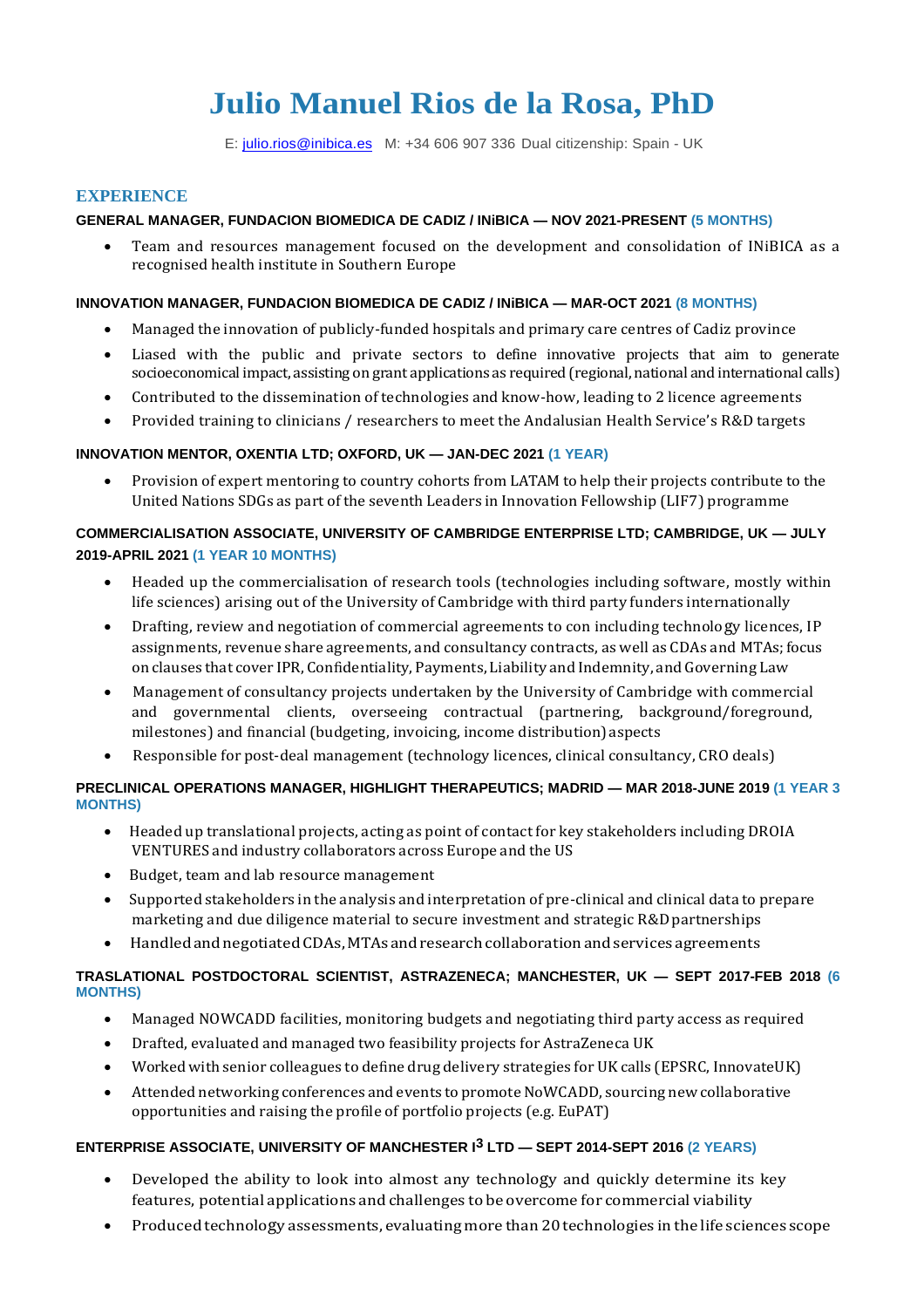# Julio Manuel Rios de la Rosa, PhD

E: julio.rios@inibica.es M: +34 606 907 336 Dual citizenship: Spain - UK

## EXPERIENCE

### GENERAL MANAGER, FUNDACION BIOMEDICA DE CADIZ / INiBICA — NOV 2021-PRESENT (5 MONTHS)

- Team and resources management focused on the development and consolidation of INiBICA as a recognised health institute in Southern Europe

### INNOVATION MANAGER, FUNDACION BIOMEDICA DE CADIZ / INiBICA — MAR-OCT 2021 (8 MONTHS)

- Managed the innovation of publicly-funded hospitals and primary care centres of Cadiz province
- Liased with the public and private sectors to define innovative projects that aim to generate socioeconomical impact, assisting on grant applications as required (regional, national and international calls)
- Contributed to the dissemination of technologies and know-how, leading to 2 licence agreements
- Provided training to clinicians / researchers to meet the Andalusian Health Service's R&D targets

### INNOVATION MENTOR, OXENTIA LTD; OXFORD, UK — JAN-DEC 2021 (1 YEAR)

- Provision of expert mentoring to country cohorts from LATAM to help their projects contribute to the United Nations SDGs as part of the seventh Leaders in Innovation Fellowship (LIF7) programme

### COMMERCIALISATION ASSOCIATE, UNIVERSITY OF CAMBRIDGE ENTERPRISE LTD; CAMBRIDGE, UK — JULY 2019-APRIL 2021 (1 YEAR 10 MONTHS)

- Headed up the commercialisation of research tools (technologies including software, mostly within life sciences) arising out of the University of Cambridge with third party funders internationally
- Drafting, review and negotiation of commercial agreements to con including technology licences, IP assignments, revenue share agreements, and consultancy contracts, as well as CDAs and MTAs; focus on clauses that cover IPR, Confidentiality, Payments, Liability and Indemnity, and Governing Law
- Management of consultancy projects undertaken by the University of Cambridge with commercial and governmental clients, overseeing contractual (partnering, background/foreground, milestones) and financial (budgeting, invoicing, income distribution) aspects
- Responsible for post-deal management (technology licences, clinical consultancy, CRO deals)

### PRECLINICAL OPERATIONS MANAGER, HIGHLIGHT THERAPEUTICS; MADRID — MAR 2018-JUNE 2019 (1 YEAR 3 MONTHS)

- Headed up translational projects, acting as point of contact for key stakeholders including DROIA VENTURES and industry collaborators across Europe and the US
- Budget, team and lab resource management
- Supported stakeholders in the analysis and interpretation of pre-clinical and clinical data to prepare marketing and due diligence material to secure investment and strategic R&D partnerships
- Handled and negotiated CDAs, MTAs and research collaboration and services agreements

### TRASLATIONAL POSTDOCTORAL SCIENTIST, ASTRAZENECA; MANCHESTER, UK — SEPT 2017-FEB 2018 (6 MONTHS)

- Managed NOWCADD facilities, monitoring budgets and negotiating third party access as required
- Drafted, evaluated and managed two feasibility projects for AstraZeneca UK
- Worked with senior colleagues to define drug delivery strategies for UK calls (EPSRC, InnovateUK)
- Attended networking conferences and events to promote NoWCADD, sourcing new collaborative opportunities and raising the profile of portfolio projects (e.g. EuPAT)

### ENTERPRISE ASSOCIATE, UNIVERSITY OF MANCHESTER I$^3$ LTD — SEPT 2014-SEPT 2016 (2 YEARS)

- Developed the ability to look into almost any technology and quickly determine its key features, potential applications and challenges to be overcome for commercial viability
- Produced technology assessments, evaluating more than 20 technologies in the life sciences scope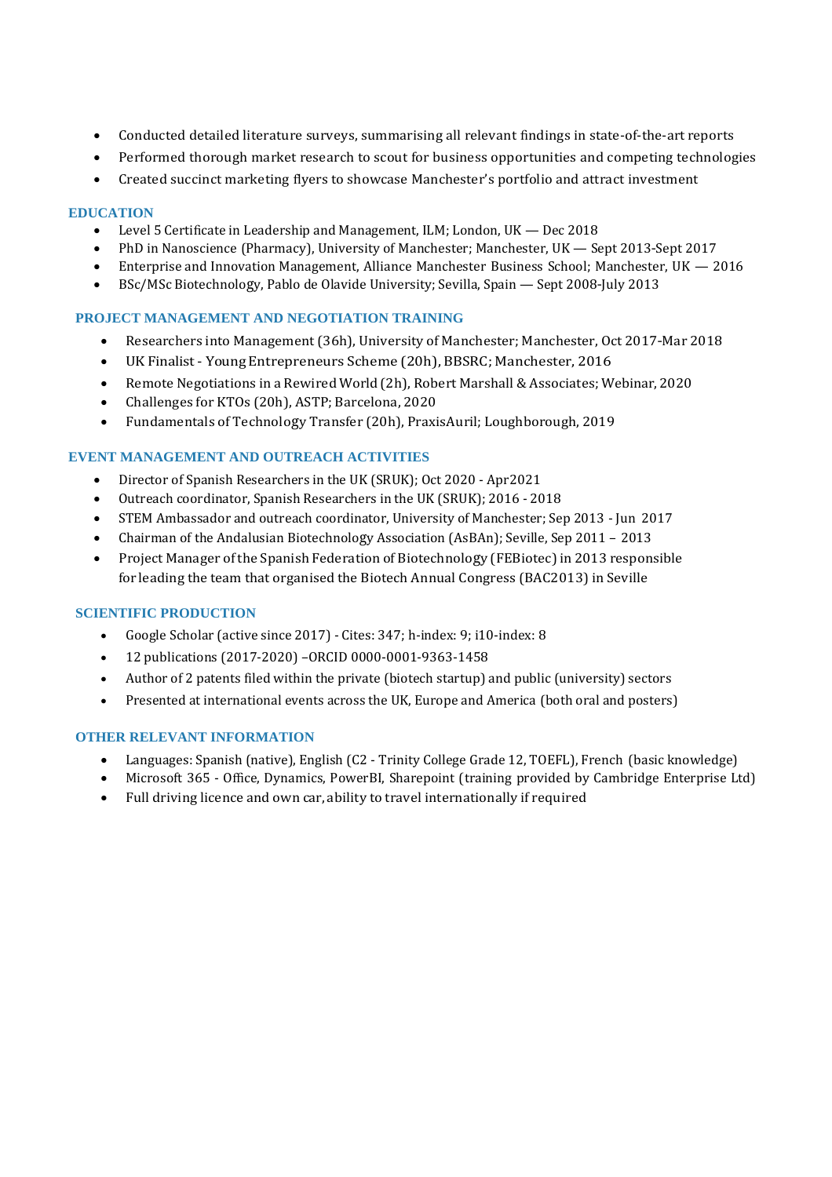- Conducted detailed literature surveys, summarising all relevant findings in state-of-the-art reports
- Performed thorough market research to scout for business opportunities and competing technologies
- Created succinct marketing flyers to showcase Manchester's portfolio and attract investment

## EDUCATION

- Level 5 Certificate in Leadership and Management, ILM; London, UK — Dec 2018
- PhD in Nanoscience (Pharmacy), University of Manchester; Manchester, UK — Sept 2013-Sept 2017
- Enterprise and Innovation Management, Alliance Manchester Business School; Manchester, UK — 2016
- BSc/MSc Biotechnology, Pablo de Olavide University; Sevilla, Spain — Sept 2008-July 2013

## PROJECT MANAGEMENT AND NEGOTIATION TRAINING

- Researchers into Management (36h), University of Manchester; Manchester, Oct 2017-Mar 2018
- UK Finalist - Young Entrepreneurs Scheme (20h), BBSRC; Manchester, 2016
- Remote Negotiations in a Rewired World (2h), Robert Marshall & Associates; Webinar, 2020
- Challenges for KTOs (20h), ASTP; Barcelona, 2020
- Fundamentals of Technology Transfer (20h), PraxisAuril; Loughborough, 2019

## EVENT MANAGEMENT AND OUTREACH ACTIVITIES

- Director of Spanish Researchers in the UK (SRUK); Oct 2020 - Apr2021
- Outreach coordinator, Spanish Researchers in the UK (SRUK); 2016 - 2018
- STEM Ambassador and outreach coordinator, University of Manchester; Sep 2013 - Jun 2017
- Chairman of the Andalusian Biotechnology Association (AsBAn); Seville, Sep 2011 – 2013
- Project Manager of the Spanish Federation of Biotechnology (FEBiotec) in 2013 responsible for leading the team that organised the Biotech Annual Congress (BAC2013) in Seville

## SCIENTIFIC PRODUCTION

- Google Scholar (active since 2017) - Cites: 347; h-index: 9; i10-index: 8
- 12 publications (2017-2020) –ORCID 0000-0001-9363-1458
- Author of 2 patents filed within the private (biotech startup) and public (university) sectors
- Presented at international events across the UK, Europe and America (both oral and posters)

## OTHER RELEVANT INFORMATION

- Languages: Spanish (native), English (C2 - Trinity College Grade 12, TOEFL), French (basic knowledge)
- Microsoft 365 - Office, Dynamics, PowerBI, Sharepoint (training provided by Cambridge Enterprise Ltd)
- Full driving licence and own car, ability to travel internationally if required